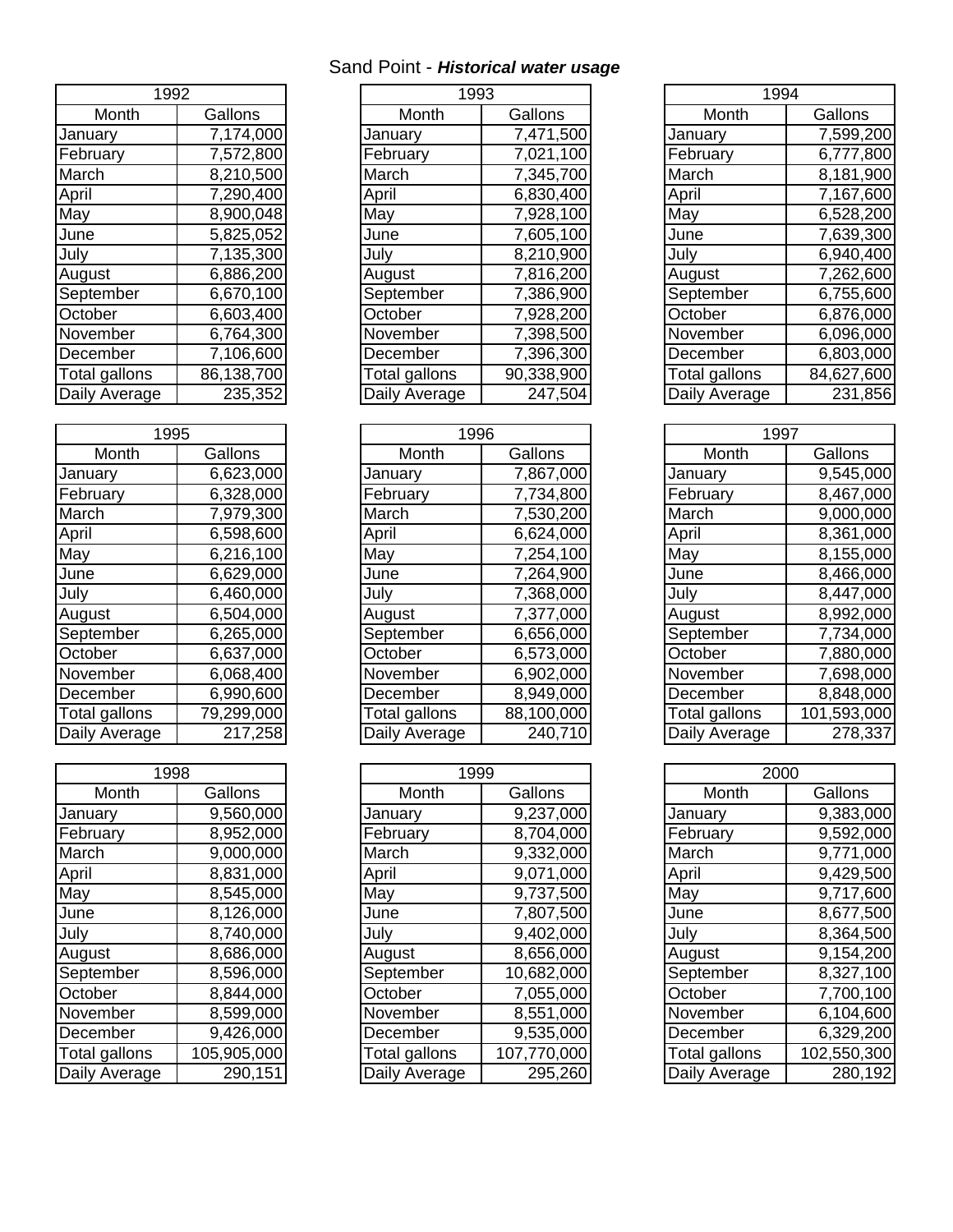Sand Point - ***Historical water usage***

| 1992 | |
|---|---|
| Month | Gallons |
| January | 7,174,000 |
| February | 7,572,800 |
| March | 8,210,500 |
| April | 7,290,400 |
| May | 8,900,048 |
| June | 5,825,052 |
| July | 7,135,300 |
| August | 6,886,200 |
| September | 6,670,100 |
| October | 6,603,400 |
| November | 6,764,300 |
| December | 7,106,600 |
| Total gallons | 86,138,700 |
| Daily Average | 235,352 |

| 1993 | |
|---|---|
| Month | Gallons |
| January | 7,471,500 |
| February | 7,021,100 |
| March | 7,345,700 |
| April | 6,830,400 |
| May | 7,928,100 |
| June | 7,605,100 |
| July | 8,210,900 |
| August | 7,816,200 |
| September | 7,386,900 |
| October | 7,928,200 |
| November | 7,398,500 |
| December | 7,396,300 |
| Total gallons | 90,338,900 |
| Daily Average | 247,504 |

| 1994 | |
|---|---|
| Month | Gallons |
| January | 7,599,200 |
| February | 6,777,800 |
| March | 8,181,900 |
| April | 7,167,600 |
| May | 6,528,200 |
| June | 7,639,300 |
| July | 6,940,400 |
| August | 7,262,600 |
| September | 6,755,600 |
| October | 6,876,000 |
| November | 6,096,000 |
| December | 6,803,000 |
| Total gallons | 84,627,600 |
| Daily Average | 231,856 |

| 1995 | |
|---|---|
| Month | Gallons |
| January | 6,623,000 |
| February | 6,328,000 |
| March | 7,979,300 |
| April | 6,598,600 |
| May | 6,216,100 |
| June | 6,629,000 |
| July | 6,460,000 |
| August | 6,504,000 |
| September | 6,265,000 |
| October | 6,637,000 |
| November | 6,068,400 |
| December | 6,990,600 |
| Total gallons | 79,299,000 |
| Daily Average | 217,258 |

| 1996 | |
|---|---|
| Month | Gallons |
| January | 7,867,000 |
| February | 7,734,800 |
| March | 7,530,200 |
| April | 6,624,000 |
| May | 7,254,100 |
| June | 7,264,900 |
| July | 7,368,000 |
| August | 7,377,000 |
| September | 6,656,000 |
| October | 6,573,000 |
| November | 6,902,000 |
| December | 8,949,000 |
| Total gallons | 88,100,000 |
| Daily Average | 240,710 |

| 1997 | |
|---|---|
| Month | Gallons |
| January | 9,545,000 |
| February | 8,467,000 |
| March | 9,000,000 |
| April | 8,361,000 |
| May | 8,155,000 |
| June | 8,466,000 |
| July | 8,447,000 |
| August | 8,992,000 |
| September | 7,734,000 |
| October | 7,880,000 |
| November | 7,698,000 |
| December | 8,848,000 |
| Total gallons | 101,593,000 |
| Daily Average | 278,337 |

| 1998 | |
|---|---|
| Month | Gallons |
| January | 9,560,000 |
| February | 8,952,000 |
| March | 9,000,000 |
| April | 8,831,000 |
| May | 8,545,000 |
| June | 8,126,000 |
| July | 8,740,000 |
| August | 8,686,000 |
| September | 8,596,000 |
| October | 8,844,000 |
| November | 8,599,000 |
| December | 9,426,000 |
| Total gallons | 105,905,000 |
| Daily Average | 290,151 |

| 1999 | |
|---|---|
| Month | Gallons |
| January | 9,237,000 |
| February | 8,704,000 |
| March | 9,332,000 |
| April | 9,071,000 |
| May | 9,737,500 |
| June | 7,807,500 |
| July | 9,402,000 |
| August | 8,656,000 |
| September | 10,682,000 |
| October | 7,055,000 |
| November | 8,551,000 |
| December | 9,535,000 |
| Total gallons | 107,770,000 |
| Daily Average | 295,260 |

| 2000 | |
|---|---|
| Month | Gallons |
| January | 9,383,000 |
| February | 9,592,000 |
| March | 9,771,000 |
| April | 9,429,500 |
| May | 9,717,600 |
| June | 8,677,500 |
| July | 8,364,500 |
| August | 9,154,200 |
| September | 8,327,100 |
| October | 7,700,100 |
| November | 6,104,600 |
| December | 6,329,200 |
| Total gallons | 102,550,300 |
| Daily Average | 280,192 |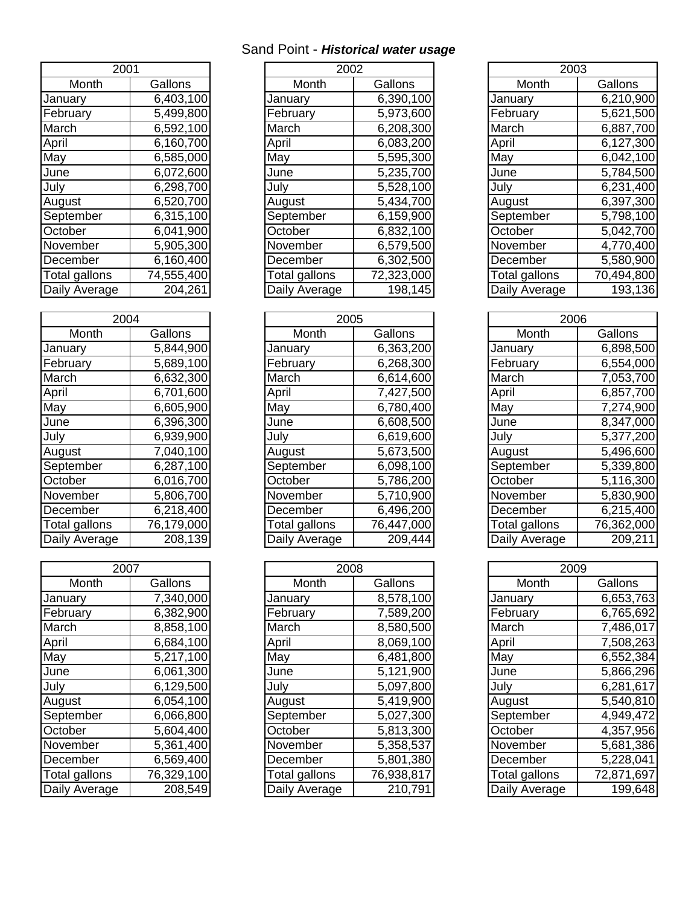# Sand Point - ***Historical water usage***

| 2001 | |
|---|---|
| Month | Gallons |
| January | 6,403,100 |
| February | 5,499,800 |
| March | 6,592,100 |
| April | 6,160,700 |
| May | 6,585,000 |
| June | 6,072,600 |
| July | 6,298,700 |
| August | 6,520,700 |
| September | 6,315,100 |
| October | 6,041,900 |
| November | 5,905,300 |
| December | 6,160,400 |
| Total gallons | 74,555,400 |
| Daily Average | 204,261 |

| 2002 | |
|---|---|
| Month | Gallons |
| January | 6,390,100 |
| February | 5,973,600 |
| March | 6,208,300 |
| April | 6,083,200 |
| May | 5,595,300 |
| June | 5,235,700 |
| July | 5,528,100 |
| August | 5,434,700 |
| September | 6,159,900 |
| October | 6,832,100 |
| November | 6,579,500 |
| December | 6,302,500 |
| Total gallons | 72,323,000 |
| Daily Average | 198,145 |

| 2003 | |
|---|---|
| Month | Gallons |
| January | 6,210,900 |
| February | 5,621,500 |
| March | 6,887,700 |
| April | 6,127,300 |
| May | 6,042,100 |
| June | 5,784,500 |
| July | 6,231,400 |
| August | 6,397,300 |
| September | 5,798,100 |
| October | 5,042,700 |
| November | 4,770,400 |
| December | 5,580,900 |
| Total gallons | 70,494,800 |
| Daily Average | 193,136 |

| 2004 | |
|---|---|
| Month | Gallons |
| January | 5,844,900 |
| February | 5,689,100 |
| March | 6,632,300 |
| April | 6,701,600 |
| May | 6,605,900 |
| June | 6,396,300 |
| July | 6,939,900 |
| August | 7,040,100 |
| September | 6,287,100 |
| October | 6,016,700 |
| November | 5,806,700 |
| December | 6,218,400 |
| Total gallons | 76,179,000 |
| Daily Average | 208,139 |

| 2005 | |
|---|---|
| Month | Gallons |
| January | 6,363,200 |
| February | 6,268,300 |
| March | 6,614,600 |
| April | 7,427,500 |
| May | 6,780,400 |
| June | 6,608,500 |
| July | 6,619,600 |
| August | 5,673,500 |
| September | 6,098,100 |
| October | 5,786,200 |
| November | 5,710,900 |
| December | 6,496,200 |
| Total gallons | 76,447,000 |
| Daily Average | 209,444 |

| 2006 | |
|---|---|
| Month | Gallons |
| January | 6,898,500 |
| February | 6,554,000 |
| March | 7,053,700 |
| April | 6,857,700 |
| May | 7,274,900 |
| June | 8,347,000 |
| July | 5,377,200 |
| August | 5,496,600 |
| September | 5,339,800 |
| October | 5,116,300 |
| November | 5,830,900 |
| December | 6,215,400 |
| Total gallons | 76,362,000 |
| Daily Average | 209,211 |

| 2007 | |
|---|---|
| Month | Gallons |
| January | 7,340,000 |
| February | 6,382,900 |
| March | 8,858,100 |
| April | 6,684,100 |
| May | 5,217,100 |
| June | 6,061,300 |
| July | 6,129,500 |
| August | 6,054,100 |
| September | 6,066,800 |
| October | 5,604,400 |
| November | 5,361,400 |
| December | 6,569,400 |
| Total gallons | 76,329,100 |
| Daily Average | 208,549 |

| 2008 | |
|---|---|
| Month | Gallons |
| January | 8,578,100 |
| February | 7,589,200 |
| March | 8,580,500 |
| April | 8,069,100 |
| May | 6,481,800 |
| June | 5,121,900 |
| July | 5,097,800 |
| August | 5,419,900 |
| September | 5,027,300 |
| October | 5,813,300 |
| November | 5,358,537 |
| December | 5,801,380 |
| Total gallons | 76,938,817 |
| Daily Average | 210,791 |

| 2009 | |
|---|---|
| Month | Gallons |
| January | 6,653,763 |
| February | 6,765,692 |
| March | 7,486,017 |
| April | 7,508,263 |
| May | 6,552,384 |
| June | 5,866,296 |
| July | 6,281,617 |
| August | 5,540,810 |
| September | 4,949,472 |
| October | 4,357,956 |
| November | 5,681,386 |
| December | 5,228,041 |
| Total gallons | 72,871,697 |
| Daily Average | 199,648 |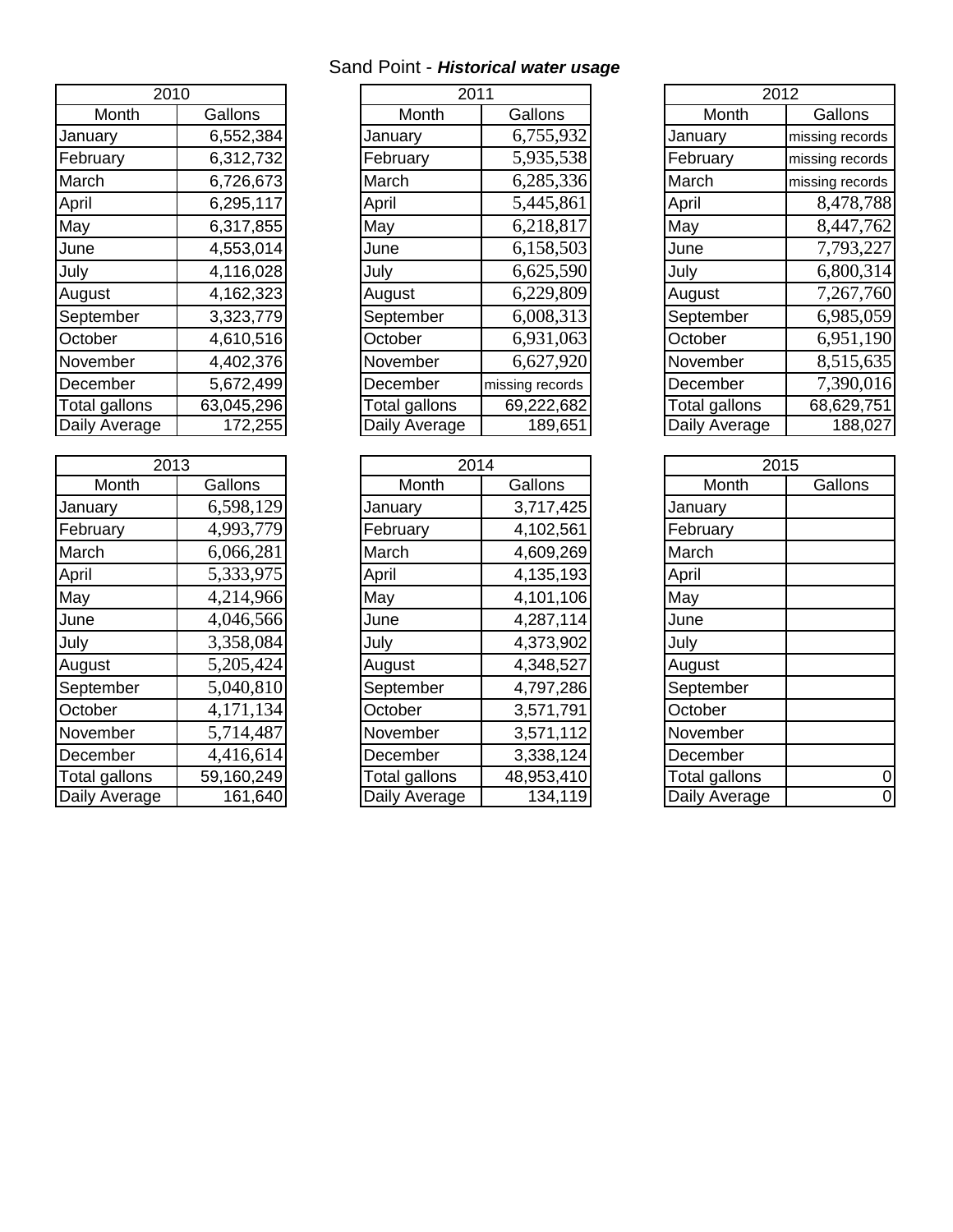Sand Point - ***Historical water usage***

| 2010 | |
|---|---|
| Month | Gallons |
| January | 6,552,384 |
| February | 6,312,732 |
| March | 6,726,673 |
| April | 6,295,117 |
| May | 6,317,855 |
| June | 4,553,014 |
| July | 4,116,028 |
| August | 4,162,323 |
| September | 3,323,779 |
| October | 4,610,516 |
| November | 4,402,376 |
| December | 5,672,499 |
| Total gallons | 63,045,296 |
| Daily Average | 172,255 |

| 2011 | |
|---|---|
| Month | Gallons |
| January | 6,755,932 |
| February | 5,935,538 |
| March | 6,285,336 |
| April | 5,445,861 |
| May | 6,218,817 |
| June | 6,158,503 |
| July | 6,625,590 |
| August | 6,229,809 |
| September | 6,008,313 |
| October | 6,931,063 |
| November | 6,627,920 |
| December | missing records |
| Total gallons | 69,222,682 |
| Daily Average | 189,651 |

| 2012 | |
|---|---|
| Month | Gallons |
| January | missing records |
| February | missing records |
| March | missing records |
| April | 8,478,788 |
| May | 8,447,762 |
| June | 7,793,227 |
| July | 6,800,314 |
| August | 7,267,760 |
| September | 6,985,059 |
| October | 6,951,190 |
| November | 8,515,635 |
| December | 7,390,016 |
| Total gallons | 68,629,751 |
| Daily Average | 188,027 |

| 2013 | |
|---|---|
| Month | Gallons |
| January | 6,598,129 |
| February | 4,993,779 |
| March | 6,066,281 |
| April | 5,333,975 |
| May | 4,214,966 |
| June | 4,046,566 |
| July | 3,358,084 |
| August | 5,205,424 |
| September | 5,040,810 |
| October | 4,171,134 |
| November | 5,714,487 |
| December | 4,416,614 |
| Total gallons | 59,160,249 |
| Daily Average | 161,640 |

| 2014 | |
|---|---|
| Month | Gallons |
| January | 3,717,425 |
| February | 4,102,561 |
| March | 4,609,269 |
| April | 4,135,193 |
| May | 4,101,106 |
| June | 4,287,114 |
| July | 4,373,902 |
| August | 4,348,527 |
| September | 4,797,286 |
| October | 3,571,791 |
| November | 3,571,112 |
| December | 3,338,124 |
| Total gallons | 48,953,410 |
| Daily Average | 134,119 |

| 2015 | |
|---|---|
| Month | Gallons |
| January | |
| February | |
| March | |
| April | |
| May | |
| June | |
| July | |
| August | |
| September | |
| October | |
| November | |
| December | |
| Total gallons | 0 |
| Daily Average | 0 |